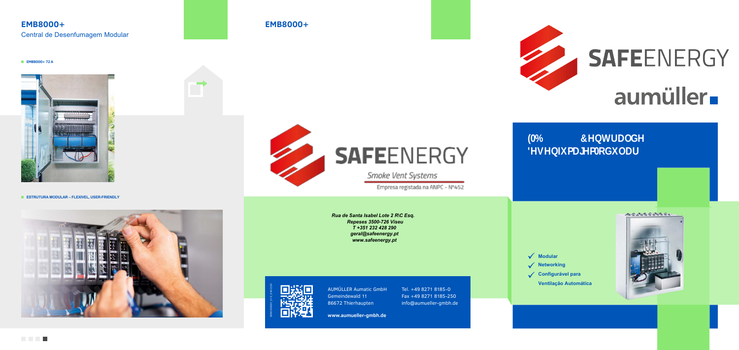## EMB8000+

Central de Desenfumagem Modular

- **EMB8000+ 72 A**

- **ESTRUTURA MODULAR – FLEXIVEL, USER-FRIENDLY**

## EMB8000+

**SAFE**ENERGY

Smoke Vent Systems

Empresa registada na ANPC - Nº452

***Rua de Santa Isabel Lote 2 R\C Esq.***
***Repeses 3500-726 Viseu***
***T +351 232 428 290***
***geral@safeenergy.pt***
***www.safeenergy.pt***

AUMÜLLER Aumatic GmbH
Gemeindewald 11
86672 Thierhaupten

Tel. +49 8271 8185-0
Fax +49 8271 8185-250
info@aumueller-gmbh.de

**www.aumueller-gmbh.de**

**SAFE**ENERGY

aumüller

## (0% &HQWUDOGH 'HVHQIXPDJHP0RGXODU

- ✓ **Modular**
- ✓ **Networking**
- ✓ **Configurável para Ventilação Automática**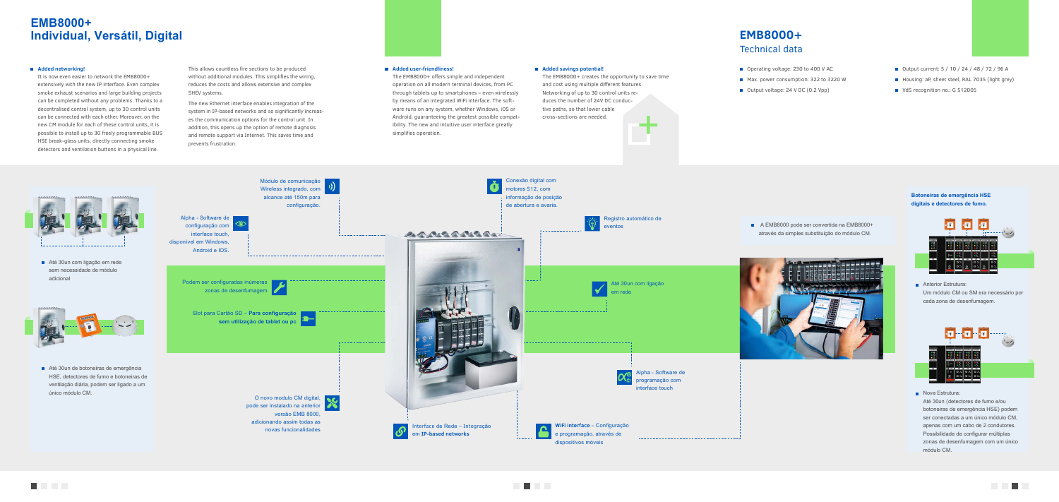# EMB8000+
# Individual, Versátil, Digital

**Added networking!**

It is now even easier to network the EMB8000+ extensively with the new IP interface. Even complex smoke exhaust scenarios and large building projects can be completed without any problems. Thanks to a decentralised control system, up to 30 control units can be connected with each other. Moreover, on the new CM module for each of these control units, it is possible to install up to 30 freely programmable BUS HSE break-glass units, directly connecting smoke detectors and ventilation buttons in a physical line.

This allows countless fire sections to be produced without additional modules. This simplifies the wiring, reduces the costs and allows extensive and complex SHEV systems.

The new Ethernet interface enables integration of the system in IP-based networks and so significantly increases the communication options for the control unit. In addition, this opens up the option of remote diagnosis and remote support via Internet. This saves time and prevents frustration.

**Added user-friendliness!**

The EMB8000+ offers simple and independent operation on all modern terminal devices, from PC through tablets up to smartphones – even wirelessly by means of an integrated WiFi interface. The software runs on any system, whether Windows, iOS or Android, guaranteeing the greatest possible compatibility. The new and intuitive user interface greatly simplifies operation.

**Added savings potential!**

The EMB8000+ creates the opportunity to save time and cost using multiple different features. Networking of up to 30 control units reduces the number of 24V DC conductive paths, so that lower cable cross-sections are needed.

## EMB8000+
### Technical data

- Operating voltage: 230 to 400 V AC
- Max. power consumption: 322 to 3220 W
- Output voltage: 24 V DC (0.2 Vpp)
- Output current: 5 / 10 / 24 / 48 / 72 / 96 A
- Housing: aP, sheet steel, RAL 7035 (light grey)
- VdS recognition no.: G 512005

- Até 30un com ligação em rede sem necessidade de módulo adicional
- Até 30un de botoneiras de emergência HSE, detectores de fumo e botoneiras de ventilação diária, podem ser ligado a um único módulo CM.

Módulo de comunicação Wireless integrado, com alcance até 150m para configuração.

Alpha - Software de configuração com interface touch, disponível em Windows, Android e IOS.

Podem ser configuradas inúmeras zonas de desenfumagem

Slot para Cartão SD – **Para configuração sem utilização de tablet ou pc**

O novo modulo CM digital, pode ser instalado na anterior versão EMB 8000, adicionando assim todas as novas funcionalidades

Conexão digital com motores S12, com informação de posição de abertura e avaria.

Registro automático de eventos

Até 30un com ligação em rede

Alpha - Software de programação com interface touch

Interface de Rede – Integração em **IP-based networks**

**WiFi interface** – Configuração e programação, através de dispositivos móveis

- A EMB8000 pode ser convertida na EMB8000+ através da simples substituição do módulo CM.

**Botoneiras de emergência HSE digitais e detectores de fumo.**

- Anterior Estrutura:
  Um módulo CM ou SM era necessário por cada zona de desenfumagem.
- Nova Estrutura:
  Até 30un (detectores de fumo e/ou botoneiras de emergência HSE) podem ser conectadas a um único módulo CM, apenas com um cabo de 2 condutores. Possibilidade de configurar múltiplas zonas de desenfumagem com um único módulo CM.